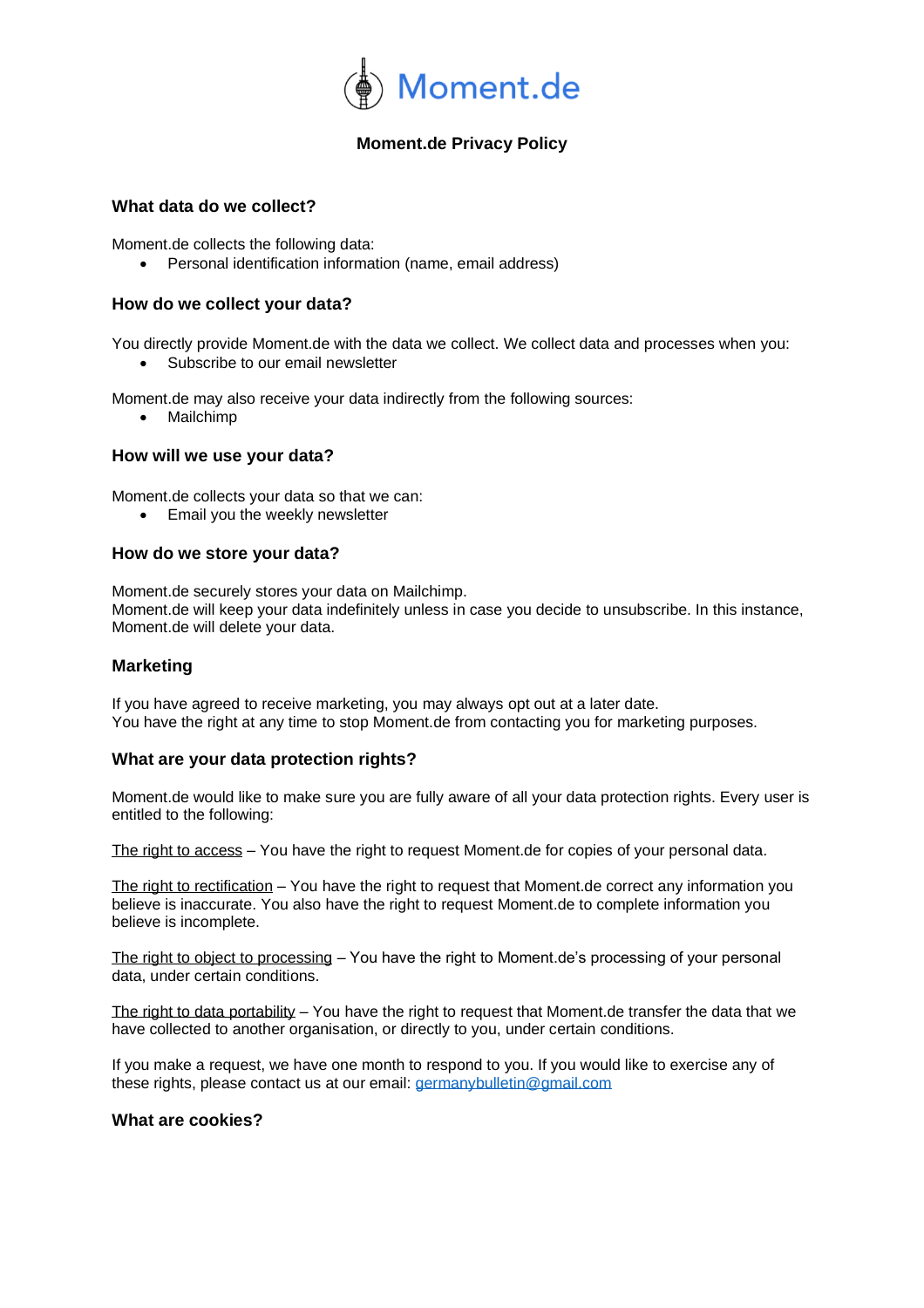Moment.de

# Moment.de Privacy Policy

### What data do we collect?

Moment.de collects the following data:

- Personal identification information (name, email address)

### How do we collect your data?

You directly provide Moment.de with the data we collect. We collect data and processes when you:

- Subscribe to our email newsletter

Moment.de may also receive your data indirectly from the following sources:

- Mailchimp

### How will we use your data?

Moment.de collects your data so that we can:

- Email you the weekly newsletter

### How do we store your data?

Moment.de securely stores your data on Mailchimp.
Moment.de will keep your data indefinitely unless in case you decide to unsubscribe. In this instance, Moment.de will delete your data.

### Marketing

If you have agreed to receive marketing, you may always opt out at a later date.
You have the right at any time to stop Moment.de from contacting you for marketing purposes.

### What are your data protection rights?

Moment.de would like to make sure you are fully aware of all your data protection rights. Every user is entitled to the following:

The right to access – You have the right to request Moment.de for copies of your personal data.

The right to rectification – You have the right to request that Moment.de correct any information you believe is inaccurate. You also have the right to request Moment.de to complete information you believe is incomplete.

The right to object to processing – You have the right to Moment.de's processing of your personal data, under certain conditions.

The right to data portability – You have the right to request that Moment.de transfer the data that we have collected to another organisation, or directly to you, under certain conditions.

If you make a request, we have one month to respond to you. If you would like to exercise any of these rights, please contact us at our email: germanybulletin@gmail.com

### What are cookies?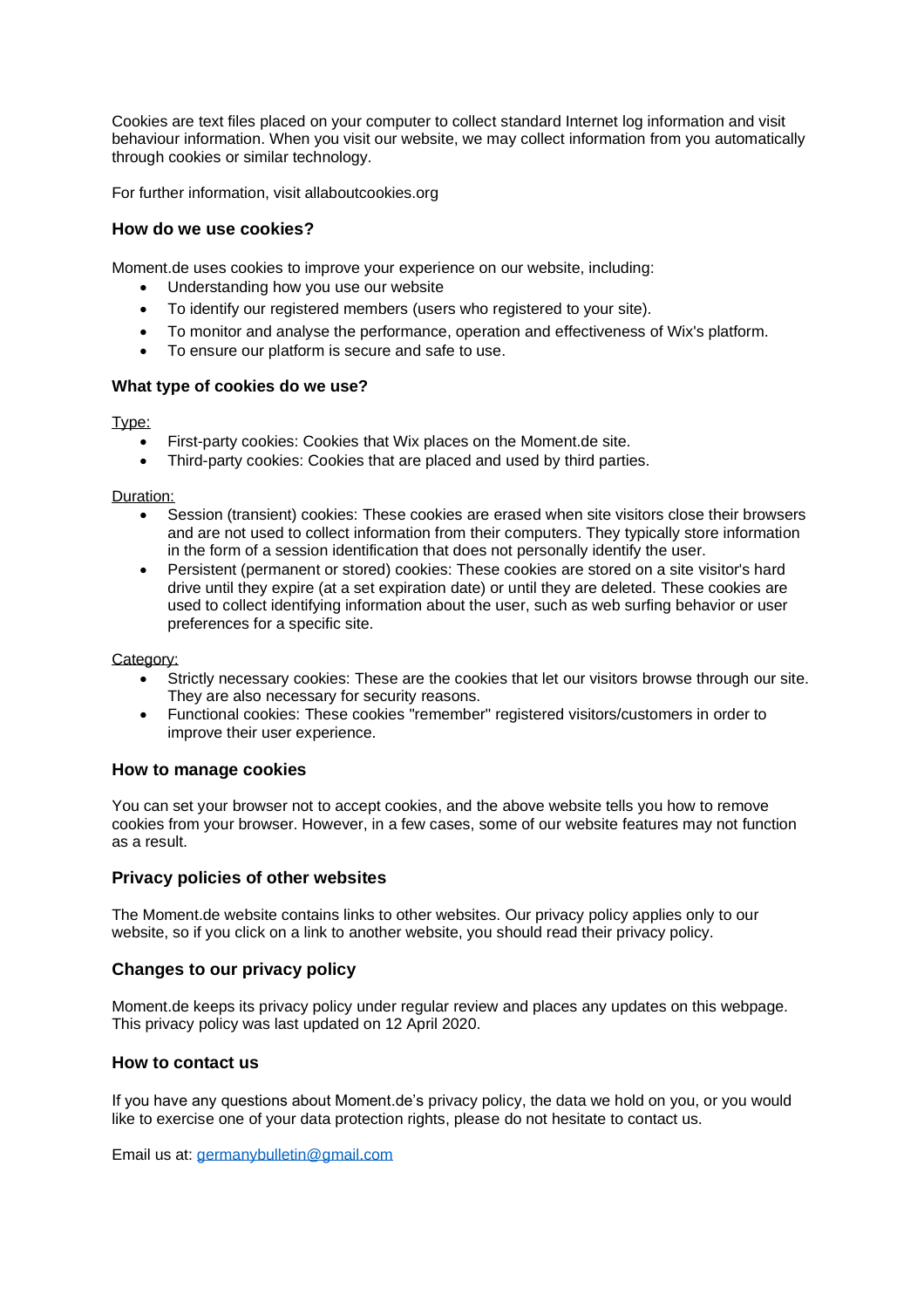Cookies are text files placed on your computer to collect standard Internet log information and visit behaviour information. When you visit our website, we may collect information from you automatically through cookies or similar technology.

For further information, visit allaboutcookies.org

### How do we use cookies?

Moment.de uses cookies to improve your experience on our website, including:

- Understanding how you use our website
- To identify our registered members (users who registered to your site).
- To monitor and analyse the performance, operation and effectiveness of Wix's platform.
- To ensure our platform is secure and safe to use.

### What type of cookies do we use?

Type:

- First-party cookies: Cookies that Wix places on the Moment.de site.
- Third-party cookies: Cookies that are placed and used by third parties.

Duration:

- Session (transient) cookies: These cookies are erased when site visitors close their browsers and are not used to collect information from their computers. They typically store information in the form of a session identification that does not personally identify the user.
- Persistent (permanent or stored) cookies: These cookies are stored on a site visitor's hard drive until they expire (at a set expiration date) or until they are deleted. These cookies are used to collect identifying information about the user, such as web surfing behavior or user preferences for a specific site.

Category:

- Strictly necessary cookies: These are the cookies that let our visitors browse through our site. They are also necessary for security reasons.
- Functional cookies: These cookies "remember" registered visitors/customers in order to improve their user experience.

### How to manage cookies

You can set your browser not to accept cookies, and the above website tells you how to remove cookies from your browser. However, in a few cases, some of our website features may not function as a result.

### Privacy policies of other websites

The Moment.de website contains links to other websites. Our privacy policy applies only to our website, so if you click on a link to another website, you should read their privacy policy.

### Changes to our privacy policy

Moment.de keeps its privacy policy under regular review and places any updates on this webpage. This privacy policy was last updated on 12 April 2020.

### How to contact us

If you have any questions about Moment.de's privacy policy, the data we hold on you, or you would like to exercise one of your data protection rights, please do not hesitate to contact us.

Email us at: germanybulletin@gmail.com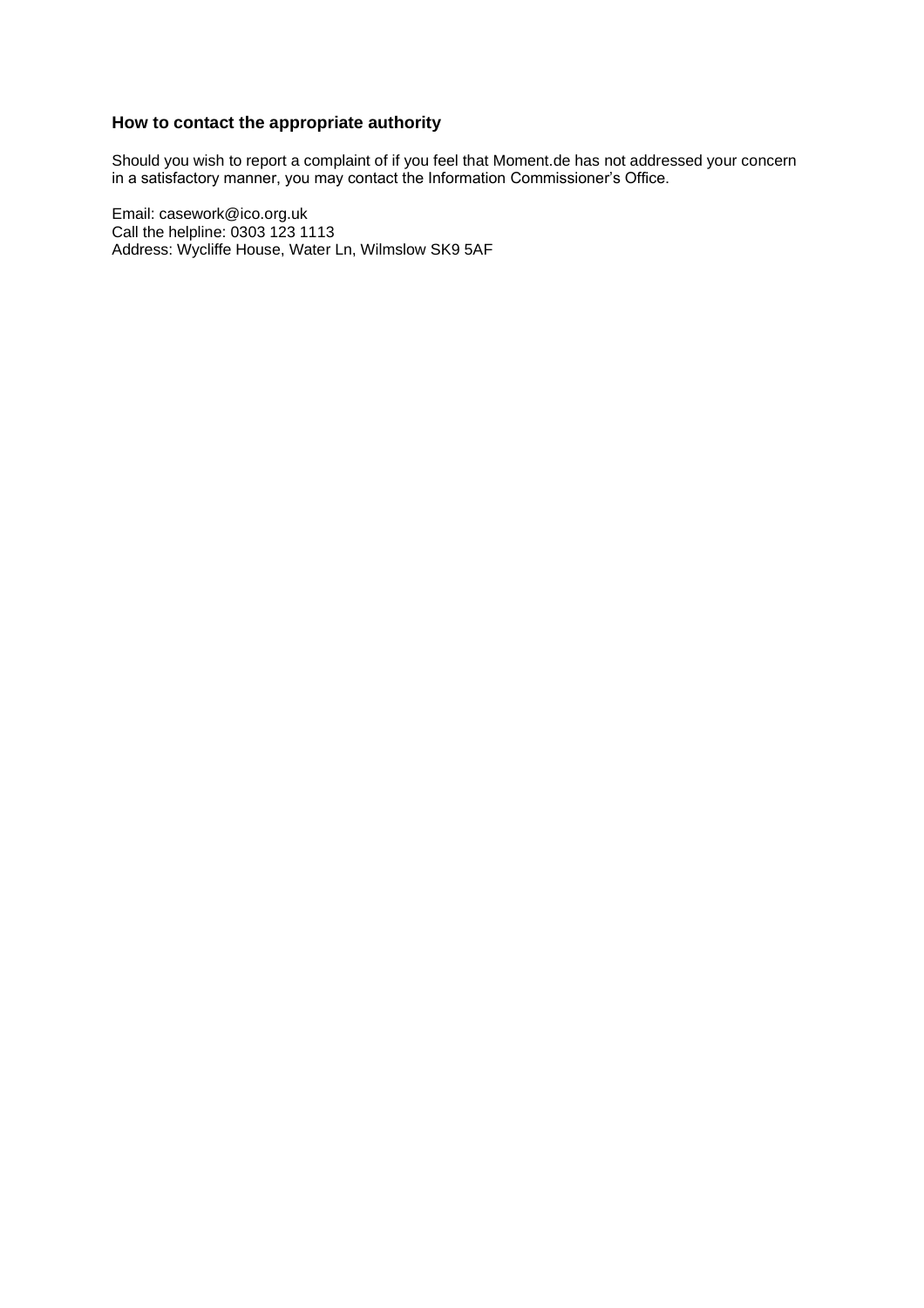### How to contact the appropriate authority

Should you wish to report a complaint of if you feel that Moment.de has not addressed your concern in a satisfactory manner, you may contact the Information Commissioner's Office.

Email: casework@ico.org.uk
Call the helpline: 0303 123 1113
Address: Wycliffe House, Water Ln, Wilmslow SK9 5AF